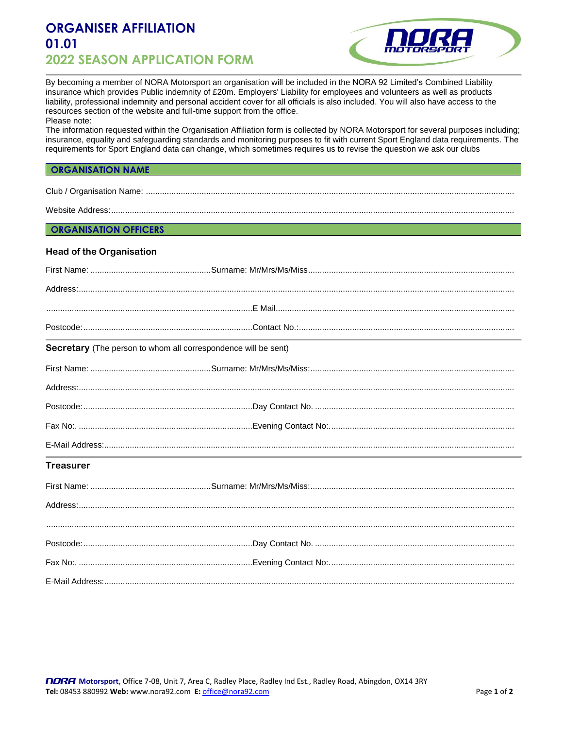# ORGANISER AFFILIATION 01.01

## 2022 SEASON APPLICATION FORM

By becoming a member of NORA Motorsport an organisation will be included in the NORA 92 Limited's Combined Liability insurance which provides Public indemnity of £20m. Employers' Liability for employees and volunteers as well as products liability, professional indemnity and personal accident cover for all officials is also included. You will also have access to the resources section of the website and full-time support from the office.

Please note:

The information requested within the Organisation Affiliation form is collected by NORA Motorsport for several purposes including; insurance, equality and safeguarding standards and monitoring purposes to fit with current Sport England data requirements. The requirements for Sport England data can change, which sometimes requires us to revise the question we ask our clubs

## ORGANISATION NAME

Club / Organisation Name: ..............................................................................................................................................

Website Address:............................................................................................................................................................

## ORGANISATION OFFICERS

### Head of the Organisation

First Name: ....................................................Surname: Mr/Mrs/Ms/Miss.........................................................................................

Address:...........................................................................................................................................................................

.........................................................................................E Mail.......................................................................................

Postcode:.........................................................................Contact No.:.............................................................................

### Secretary (The person to whom all correspondence will be sent)

First Name: ....................................................Surname: Mr/Mrs/Ms/Miss:.......................................................................................

Address:...........................................................................................................................................................................

Postcode:.........................................................................Day Contact No. ......................................................................

Fax No:. ...........................................................................Evening Contact No:................................................................

E-Mail Address:...............................................................................................................................................................

### Treasurer

First Name: ....................................................Surname: Mr/Mrs/Ms/Miss:.......................................................................................

Address:...........................................................................................................................................................................

.........................................................................................................................................................................................

Postcode:.........................................................................Day Contact No. ......................................................................

Fax No:. ...........................................................................Evening Contact No:................................................................

E-Mail Address:...............................................................................................................................................................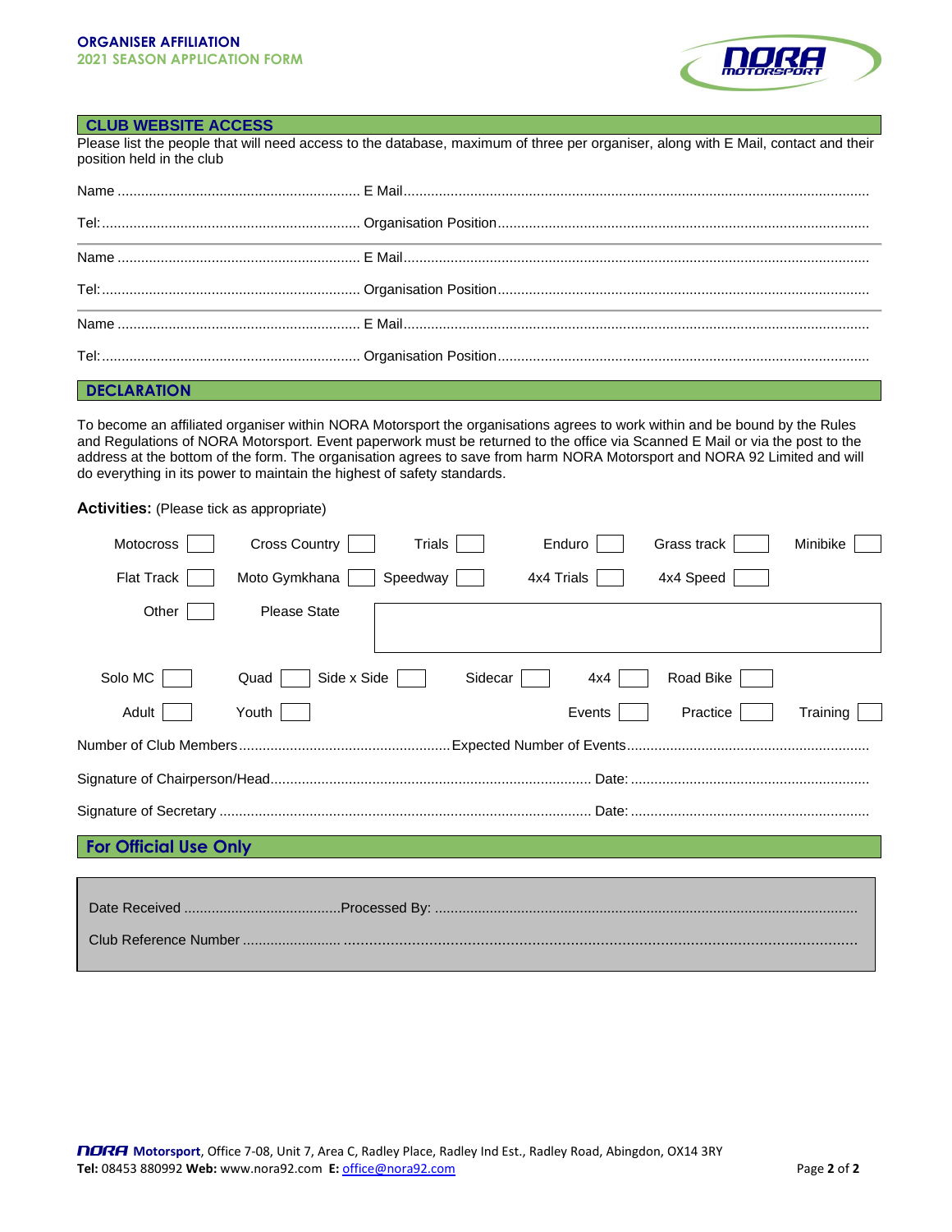**ORGANISER AFFILIATION**
**2021 SEASON APPLICATION FORM**

## CLUB WEBSITE ACCESS

Please list the people that will need access to the database, maximum of three per organiser, along with E Mail, contact and their position held in the club

Name ............................................................... E Mail.......................................................................................................................

Tel:................................................................... Organisation Position...............................................................................................

Name ............................................................... E Mail.......................................................................................................................

Tel:................................................................... Organisation Position...............................................................................................

Name ............................................................... E Mail.......................................................................................................................

Tel:................................................................... Organisation Position...............................................................................................

## DECLARATION

To become an affiliated organiser within NORA Motorsport the organisations agrees to work within and be bound by the Rules and Regulations of NORA Motorsport. Event paperwork must be returned to the office via Scanned E Mail or via the post to the address at the bottom of the form. The organisation agrees to save from harm NORA Motorsport and NORA 92 Limited and will do everything in its power to maintain the highest of safety standards.

**Activities:** (Please tick as appropriate)

Motocross ☐ Cross Country ☐ Trials ☐ Enduro ☐ Grass track ☐ Minibike ☐

Flat Track ☐ Moto Gymkhana ☐ Speedway ☐ 4x4 Trials ☐ 4x4 Speed ☐

Other ☐ Please State ______________________________

Solo MC ☐ Quad ☐ Side x Side ☐ Sidecar ☐ 4x4 ☐ Road Bike ☐

Adult ☐ Youth ☐ Events ☐ Practice ☐ Training ☐

Number of Club Members......................................................Expected Number of Events.............................................................

Signature of Chairperson/Head.................................................................................. Date: .............................................................

Signature of Secretary .............................................................................................. Date: .............................................................

## For Official Use Only

Date Received .......................................Processed By: .........................................................................................................

Club Reference Number ........................ .......................................................................................................................

**NORA Motorsport**, Office 7-08, Unit 7, Area C, Radley Place, Radley Ind Est., Radley Road, Abingdon, OX14 3RY
**Tel:** 08453 880992 **Web:** www.nora92.com **E:** office@nora92.com